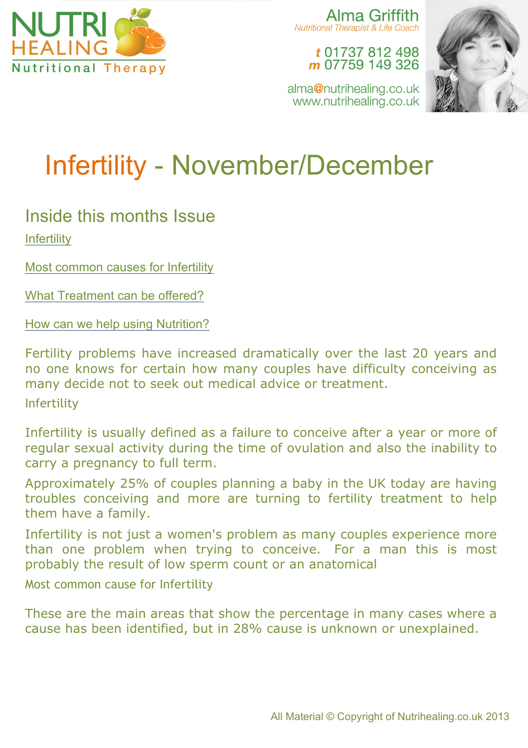NUTRI HEALING

Nutritional Therapy

Alma Griffith

*Nutritional Therapist & Life Coach*

**t** 01737 812 498
**m** 07759 149 326

alma@nutrihealing.co.uk
www.nutrihealing.co.uk

# Infertility - November/December

## Inside this months Issue

Infertility

Most common causes for Infertility

What Treatment can be offered?

How can we help using Nutrition?

Fertility problems have increased dramatically over the last 20 years and no one knows for certain how many couples have difficulty conceiving as many decide not to seek out medical advice or treatment.

### Infertility

Infertility is usually defined as a failure to conceive after a year or more of regular sexual activity during the time of ovulation and also the inability to carry a pregnancy to full term.

Approximately 25% of couples planning a baby in the UK today are having troubles conceiving and more are turning to fertility treatment to help them have a family.

Infertility is not just a women's problem as many couples experience more than one problem when trying to conceive. For a man this is most probably the result of low sperm count or an anatomical

### Most common cause for Infertility

These are the main areas that show the percentage in many cases where a cause has been identified, but in 28% cause is unknown or unexplained.

All Material © Copyright of Nutrihealing.co.uk 2013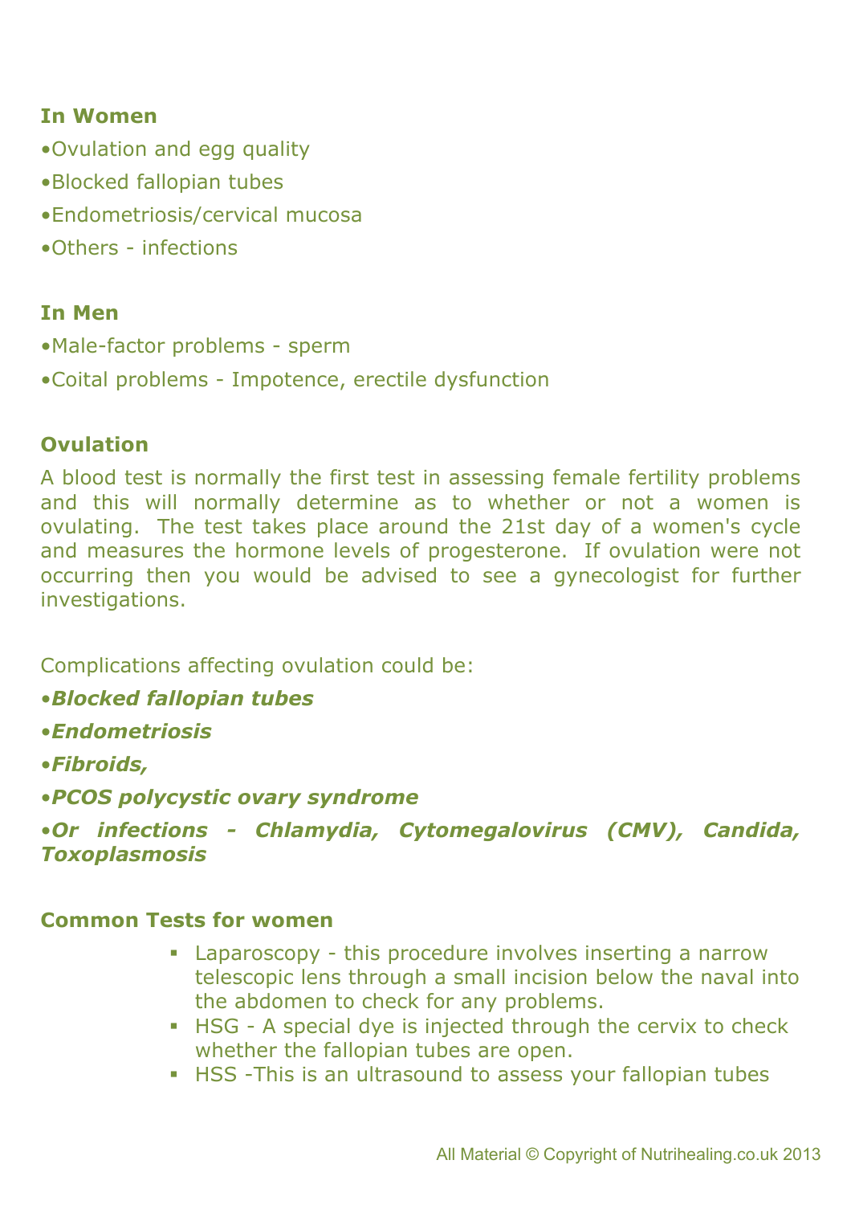**In Women**

•Ovulation and egg quality

•Blocked fallopian tubes

•Endometriosis/cervical mucosa

•Others - infections

**In Men**

•Male-factor problems - sperm

•Coital problems - Impotence, erectile dysfunction

**Ovulation**

A blood test is normally the first test in assessing female fertility problems and this will normally determine as to whether or not a women is ovulating. The test takes place around the 21st day of a women's cycle and measures the hormone levels of progesterone. If ovulation were not occurring then you would be advised to see a gynecologist for further investigations.

Complications affecting ovulation could be:

•***Blocked fallopian tubes***

•***Endometriosis***

•***Fibroids,***

•***PCOS polycystic ovary syndrome***

•***Or infections - Chlamydia, Cytomegalovirus (CMV), Candida, Toxoplasmosis***

**Common Tests for women**

- Laparoscopy - this procedure involves inserting a narrow telescopic lens through a small incision below the naval into the abdomen to check for any problems.
- HSG - A special dye is injected through the cervix to check whether the fallopian tubes are open.
- HSS -This is an ultrasound to assess your fallopian tubes

All Material © Copyright of Nutrihealing.co.uk 2013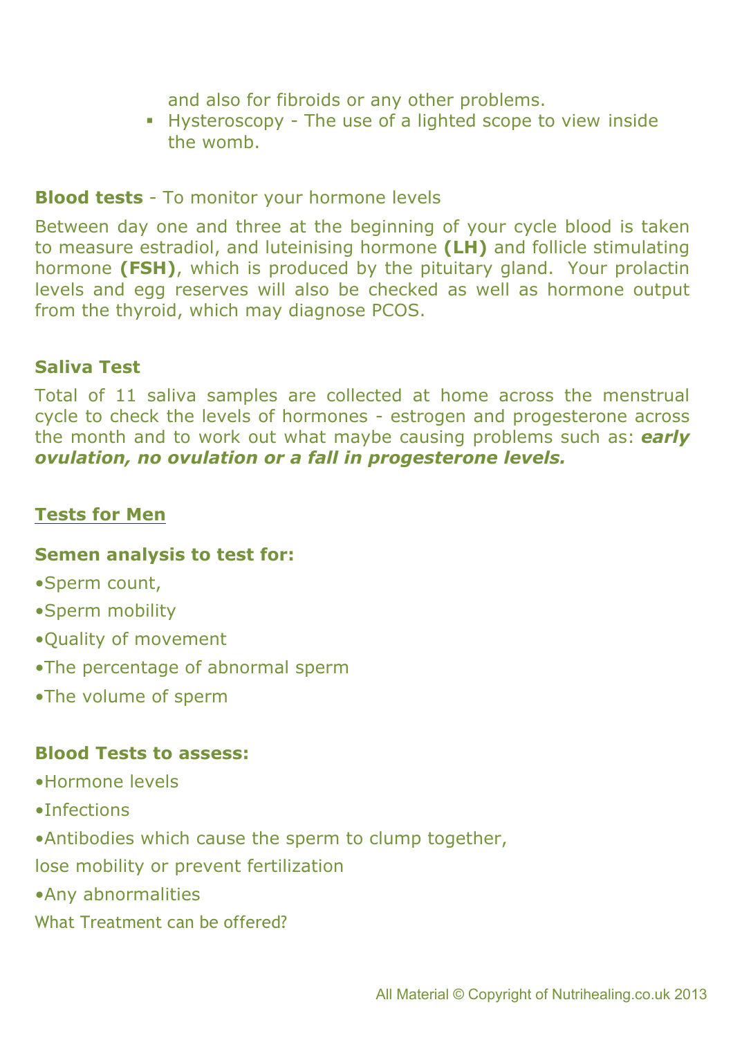and also for fibroids or any other problems.
- Hysteroscopy - The use of a lighted scope to view inside the womb.

**Blood tests** - To monitor your hormone levels

Between day one and three at the beginning of your cycle blood is taken to measure estradiol, and luteinising hormone **(LH)** and follicle stimulating hormone **(FSH)**, which is produced by the pituitary gland. Your prolactin levels and egg reserves will also be checked as well as hormone output from the thyroid, which may diagnose PCOS.

**Saliva Test**

Total of 11 saliva samples are collected at home across the menstrual cycle to check the levels of hormones - estrogen and progesterone across the month and to work out what maybe causing problems such as: ***early ovulation, no ovulation or a fall in progesterone levels.***

## Tests for Men

**Semen analysis to test for:**

- Sperm count,
- Sperm mobility
- Quality of movement
- The percentage of abnormal sperm
- The volume of sperm

**Blood Tests to assess:**

- Hormone levels
- Infections
- Antibodies which cause the sperm to clump together, lose mobility or prevent fertilization
- Any abnormalities

What Treatment can be offered?

All Material © Copyright of Nutrihealing.co.uk 2013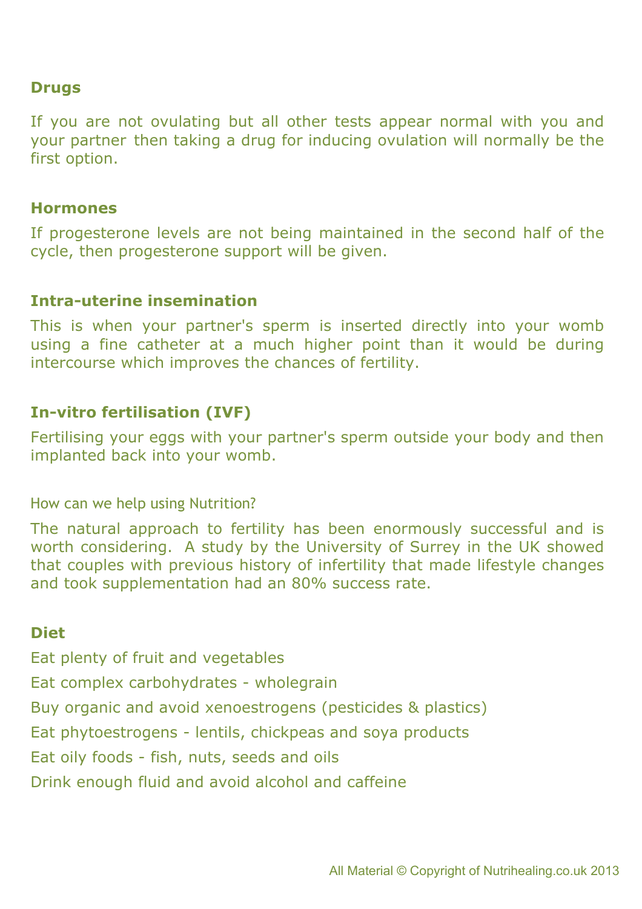**Drugs**

If you are not ovulating but all other tests appear normal with you and your partner then taking a drug for inducing ovulation will normally be the first option.

**Hormones**

If progesterone levels are not being maintained in the second half of the cycle, then progesterone support will be given.

**Intra-uterine insemination**

This is when your partner's sperm is inserted directly into your womb using a fine catheter at a much higher point than it would be during intercourse which improves the chances of fertility.

**In-vitro fertilisation (IVF)**

Fertilising your eggs with your partner's sperm outside your body and then implanted back into your womb.

How can we help using Nutrition?

The natural approach to fertility has been enormously successful and is worth considering. A study by the University of Surrey in the UK showed that couples with previous history of infertility that made lifestyle changes and took supplementation had an 80% success rate.

**Diet**

Eat plenty of fruit and vegetables

Eat complex carbohydrates - wholegrain

Buy organic and avoid xenoestrogens (pesticides & plastics)

Eat phytoestrogens - lentils, chickpeas and soya products

Eat oily foods - fish, nuts, seeds and oils

Drink enough fluid and avoid alcohol and caffeine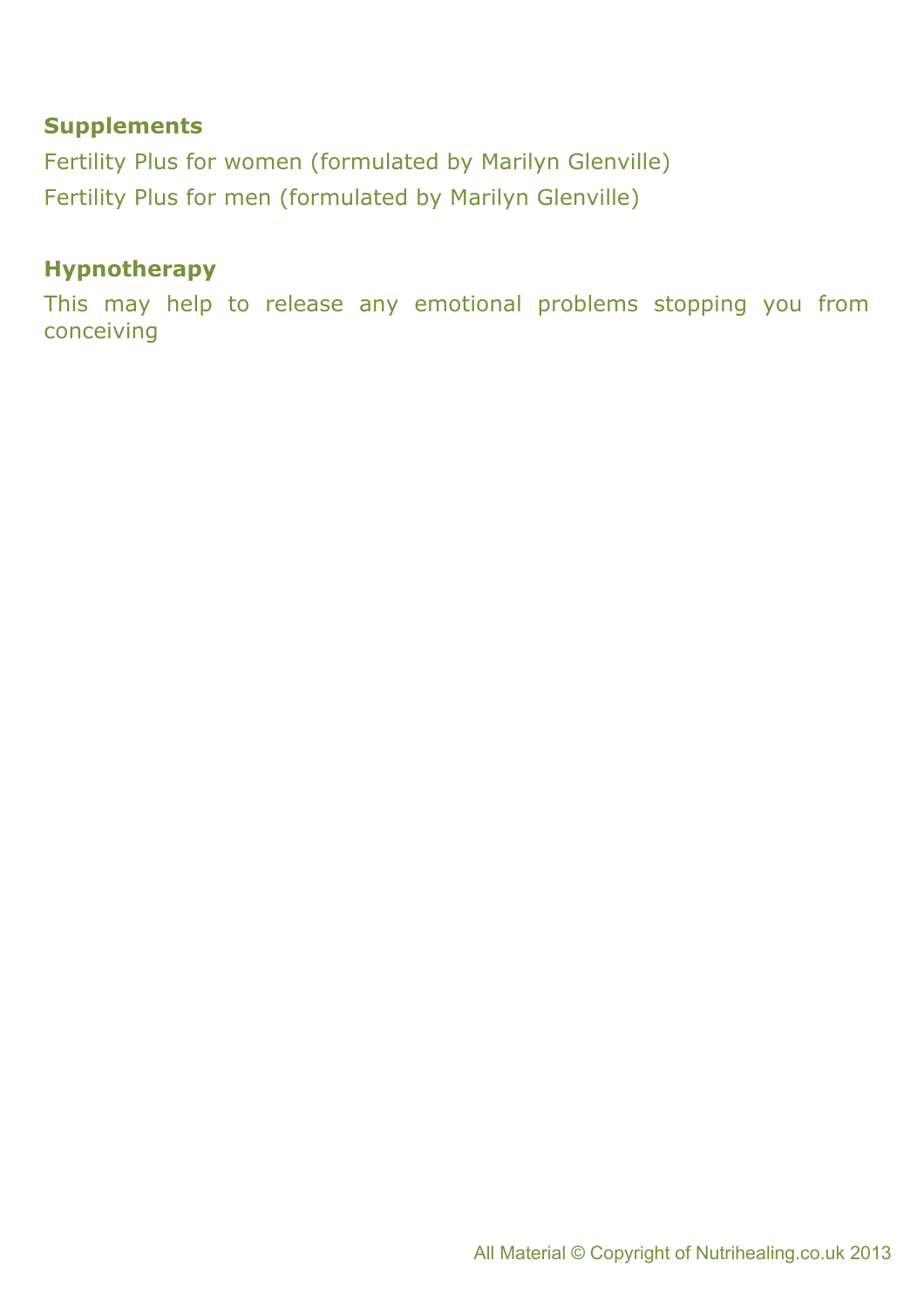**Supplements**

Fertility Plus for women (formulated by Marilyn Glenville)

Fertility Plus for men (formulated by Marilyn Glenville)

**Hypnotherapy**

This may help to release any emotional problems stopping you from conceiving

All Material © Copyright of Nutrihealing.co.uk 2013